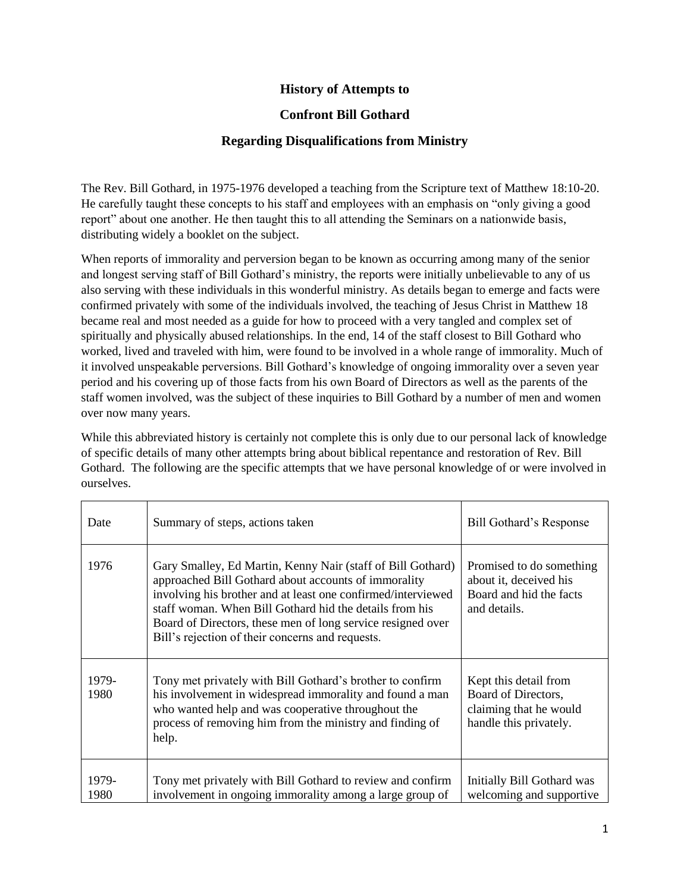# History of Attempts to

# Confront Bill Gothard

# Regarding Disqualifications from Ministry

The Rev. Bill Gothard, in 1975-1976 developed a teaching from the Scripture text of Matthew 18:10-20. He carefully taught these concepts to his staff and employees with an emphasis on "only giving a good report" about one another. He then taught this to all attending the Seminars on a nationwide basis, distributing widely a booklet on the subject.

When reports of immorality and perversion began to be known as occurring among many of the senior and longest serving staff of Bill Gothard's ministry, the reports were initially unbelievable to any of us also serving with these individuals in this wonderful ministry. As details began to emerge and facts were confirmed privately with some of the individuals involved, the teaching of Jesus Christ in Matthew 18 became real and most needed as a guide for how to proceed with a very tangled and complex set of spiritually and physically abused relationships. In the end, 14 of the staff closest to Bill Gothard who worked, lived and traveled with him, were found to be involved in a whole range of immorality. Much of it involved unspeakable perversions. Bill Gothard's knowledge of ongoing immorality over a seven year period and his covering up of those facts from his own Board of Directors as well as the parents of the staff women involved, was the subject of these inquiries to Bill Gothard by a number of men and women over now many years.

While this abbreviated history is certainly not complete this is only due to our personal lack of knowledge of specific details of many other attempts bring about biblical repentance and restoration of Rev. Bill Gothard. The following are the specific attempts that we have personal knowledge of or were involved in ourselves.

| Date | Summary of steps, actions taken | Bill Gothard's Response |
|---|---|---|
| 1976 | Gary Smalley, Ed Martin, Kenny Nair (staff of Bill Gothard) approached Bill Gothard about accounts of immorality involving his brother and at least one confirmed/interviewed staff woman. When Bill Gothard hid the details from his Board of Directors, these men of long service resigned over Bill's rejection of their concerns and requests. | Promised to do something about it, deceived his Board and hid the facts and details. |
| 1979-1980 | Tony met privately with Bill Gothard's brother to confirm his involvement in widespread immorality and found a man who wanted help and was cooperative throughout the process of removing him from the ministry and finding of help. | Kept this detail from Board of Directors, claiming that he would handle this privately. |
| 1979-1980 | Tony met privately with Bill Gothard to review and confirm involvement in ongoing immorality among a large group of | Initially Bill Gothard was welcoming and supportive |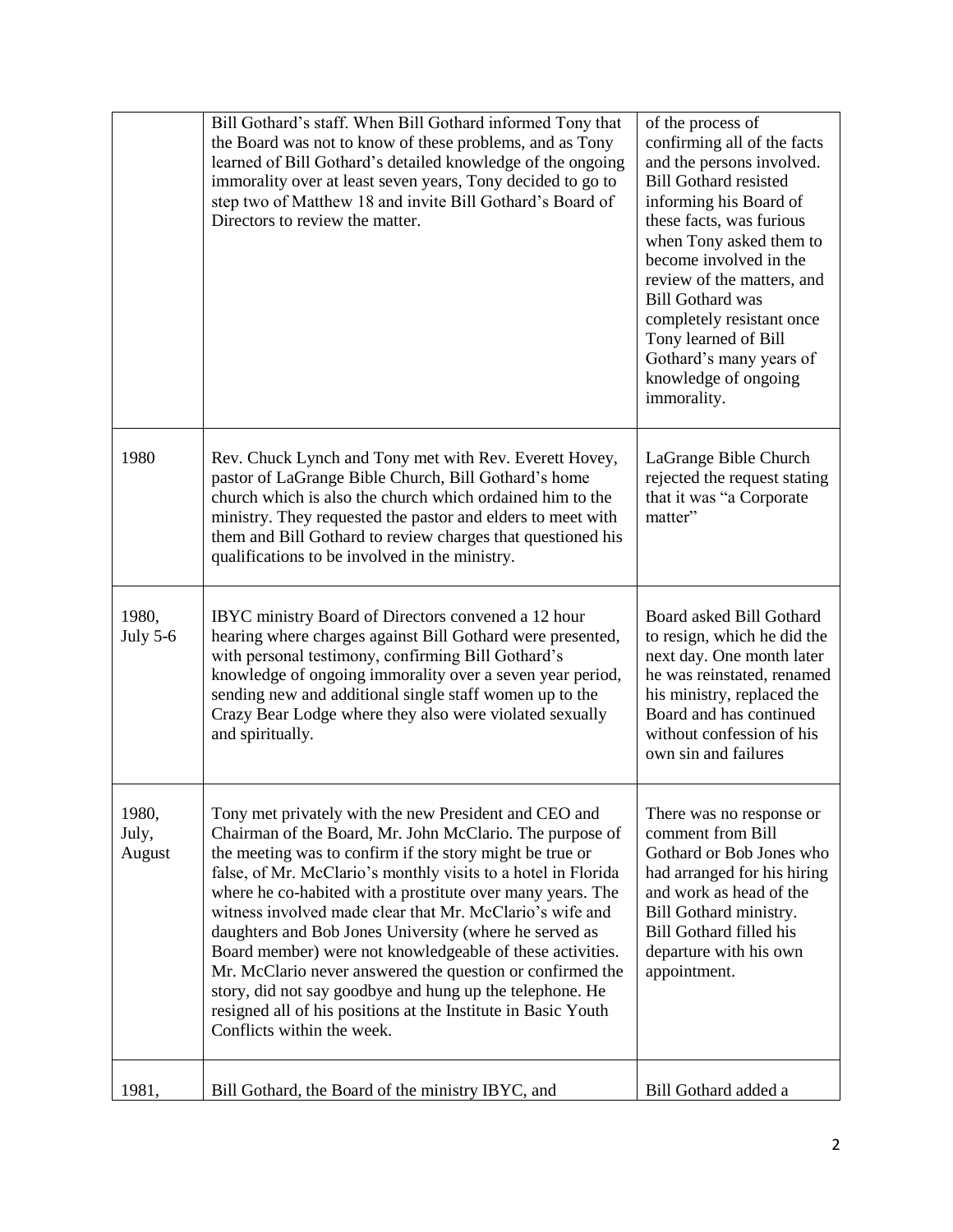| | | |
|---|---|---|
| | Bill Gothard's staff. When Bill Gothard informed Tony that the Board was not to know of these problems, and as Tony learned of Bill Gothard's detailed knowledge of the ongoing immorality over at least seven years, Tony decided to go to step two of Matthew 18 and invite Bill Gothard's Board of Directors to review the matter. | of the process of confirming all of the facts and the persons involved. Bill Gothard resisted informing his Board of these facts, was furious when Tony asked them to become involved in the review of the matters, and Bill Gothard was completely resistant once Tony learned of Bill Gothard's many years of knowledge of ongoing immorality. |
| 1980 | Rev. Chuck Lynch and Tony met with Rev. Everett Hovey, pastor of LaGrange Bible Church, Bill Gothard's home church which is also the church which ordained him to the ministry. They requested the pastor and elders to meet with them and Bill Gothard to review charges that questioned his qualifications to be involved in the ministry. | LaGrange Bible Church rejected the request stating that it was "a Corporate matter" |
| 1980, July 5-6 | IBYC ministry Board of Directors convened a 12 hour hearing where charges against Bill Gothard were presented, with personal testimony, confirming Bill Gothard's knowledge of ongoing immorality over a seven year period, sending new and additional single staff women up to the Crazy Bear Lodge where they also were violated sexually and spiritually. | Board asked Bill Gothard to resign, which he did the next day. One month later he was reinstated, renamed his ministry, replaced the Board and has continued without confession of his own sin and failures |
| 1980, July, August | Tony met privately with the new President and CEO and Chairman of the Board, Mr. John McClario. The purpose of the meeting was to confirm if the story might be true or false, of Mr. McClario's monthly visits to a hotel in Florida where he co-habited with a prostitute over many years. The witness involved made clear that Mr. McClario's wife and daughters and Bob Jones University (where he served as Board member) were not knowledgeable of these activities. Mr. McClario never answered the question or confirmed the story, did not say goodbye and hung up the telephone. He resigned all of his positions at the Institute in Basic Youth Conflicts within the week. | There was no response or comment from Bill Gothard or Bob Jones who had arranged for his hiring and work as head of the Bill Gothard ministry. Bill Gothard filled his departure with his own appointment. |
| 1981, | Bill Gothard, the Board of the ministry IBYC, and | Bill Gothard added a |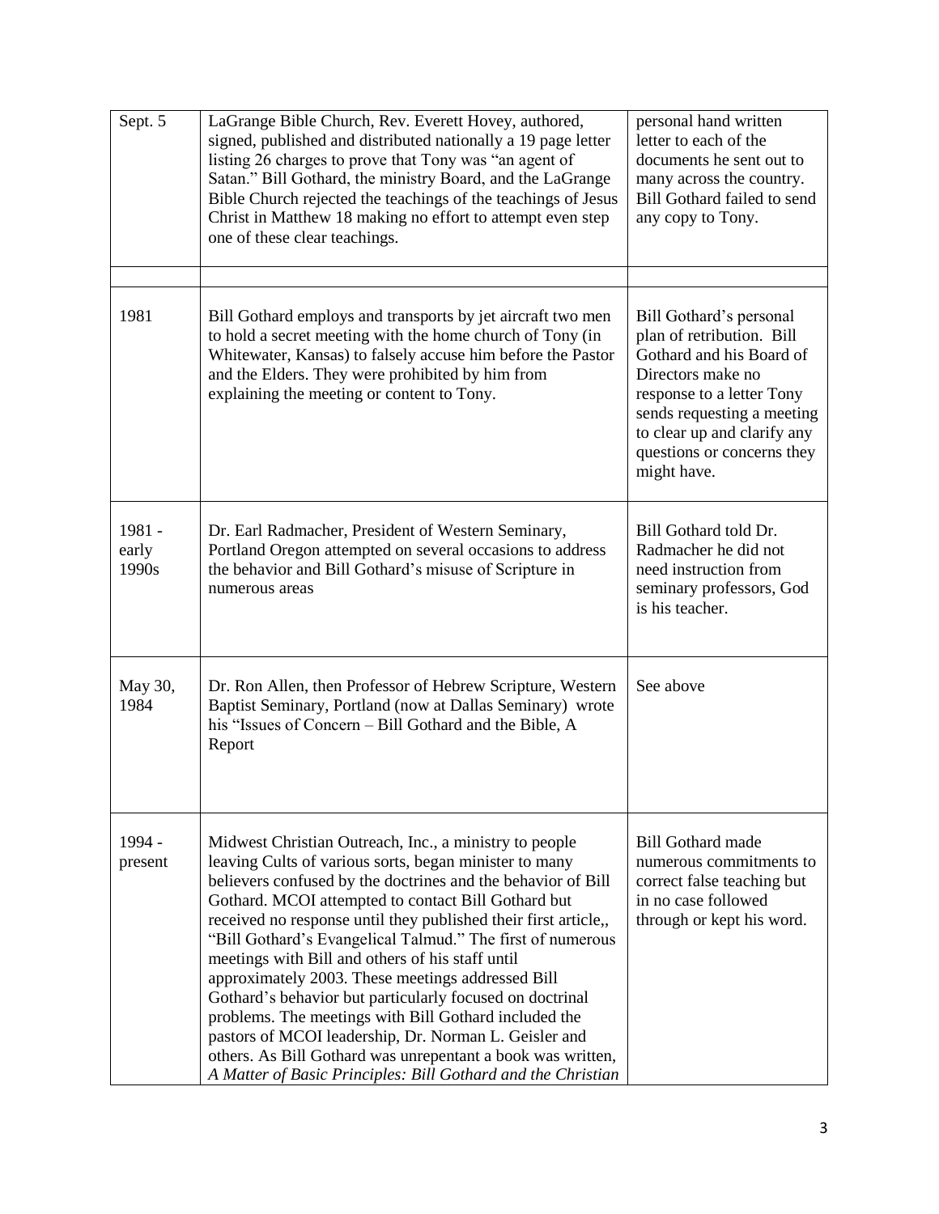| | | |
|---|---|---|
| Sept. 5 | LaGrange Bible Church, Rev. Everett Hovey, authored, signed, published and distributed nationally a 19 page letter listing 26 charges to prove that Tony was "an agent of Satan." Bill Gothard, the ministry Board, and the LaGrange Bible Church rejected the teachings of the teachings of Jesus Christ in Matthew 18 making no effort to attempt even step one of these clear teachings. | personal hand written letter to each of the documents he sent out to many across the country. Bill Gothard failed to send any copy to Tony. |
| | | |
| 1981 | Bill Gothard employs and transports by jet aircraft two men to hold a secret meeting with the home church of Tony (in Whitewater, Kansas) to falsely accuse him before the Pastor and the Elders. They were prohibited by him from explaining the meeting or content to Tony. | Bill Gothard's personal plan of retribution. Bill Gothard and his Board of Directors make no response to a letter Tony sends requesting a meeting to clear up and clarify any questions or concerns they might have. |
| 1981 - early 1990s | Dr. Earl Radmacher, President of Western Seminary, Portland Oregon attempted on several occasions to address the behavior and Bill Gothard's misuse of Scripture in numerous areas | Bill Gothard told Dr. Radmacher he did not need instruction from seminary professors, God is his teacher. |
| May 30, 1984 | Dr. Ron Allen, then Professor of Hebrew Scripture, Western Baptist Seminary, Portland (now at Dallas Seminary) wrote his "Issues of Concern – Bill Gothard and the Bible, A Report | See above |
| 1994 - present | Midwest Christian Outreach, Inc., a ministry to people leaving Cults of various sorts, began minister to many believers confused by the doctrines and the behavior of Bill Gothard. MCOI attempted to contact Bill Gothard but received no response until they published their first article,, "Bill Gothard's Evangelical Talmud." The first of numerous meetings with Bill and others of his staff until approximately 2003. These meetings addressed Bill Gothard's behavior but particularly focused on doctrinal problems. The meetings with Bill Gothard included the pastors of MCOI leadership, Dr. Norman L. Geisler and others. As Bill Gothard was unrepentant a book was written, *A Matter of Basic Principles: Bill Gothard and the Christian* | Bill Gothard made numerous commitments to correct false teaching but in no case followed through or kept his word. |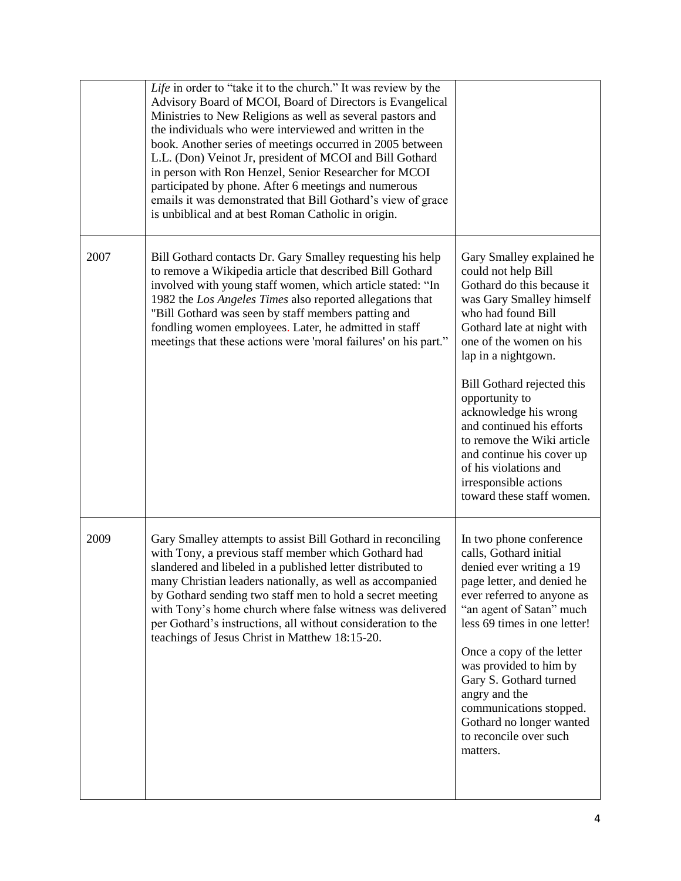| | | |
|---|---|---|
| | *Life* in order to "take it to the church." It was review by the Advisory Board of MCOI, Board of Directors is Evangelical Ministries to New Religions as well as several pastors and the individuals who were interviewed and written in the book. Another series of meetings occurred in 2005 between L.L. (Don) Veinot Jr, president of MCOI and Bill Gothard in person with Ron Henzel, Senior Researcher for MCOI participated by phone. After 6 meetings and numerous emails it was demonstrated that Bill Gothard's view of grace is unbiblical and at best Roman Catholic in origin. | |
| 2007 | Bill Gothard contacts Dr. Gary Smalley requesting his help to remove a Wikipedia article that described Bill Gothard involved with young staff women, which article stated: "In 1982 the *Los Angeles Times* also reported allegations that "Bill Gothard was seen by staff members patting and fondling women employees. Later, he admitted in staff meetings that these actions were 'moral failures' on his part." | Gary Smalley explained he could not help Bill Gothard do this because it was Gary Smalley himself who had found Bill Gothard late at night with one of the women on his lap in a nightgown.<br><br>Bill Gothard rejected this opportunity to acknowledge his wrong and continued his efforts to remove the Wiki article and continue his cover up of his violations and irresponsible actions toward these staff women. |
| 2009 | Gary Smalley attempts to assist Bill Gothard in reconciling with Tony, a previous staff member which Gothard had slandered and libeled in a published letter distributed to many Christian leaders nationally, as well as accompanied by Gothard sending two staff men to hold a secret meeting with Tony's home church where false witness was delivered per Gothard's instructions, all without consideration to the teachings of Jesus Christ in Matthew 18:15-20. | In two phone conference calls, Gothard initial denied ever writing a 19 page letter, and denied he ever referred to anyone as "an agent of Satan" much less 69 times in one letter!<br><br>Once a copy of the letter was provided to him by Gary S. Gothard turned angry and the communications stopped. Gothard no longer wanted to reconcile over such matters. |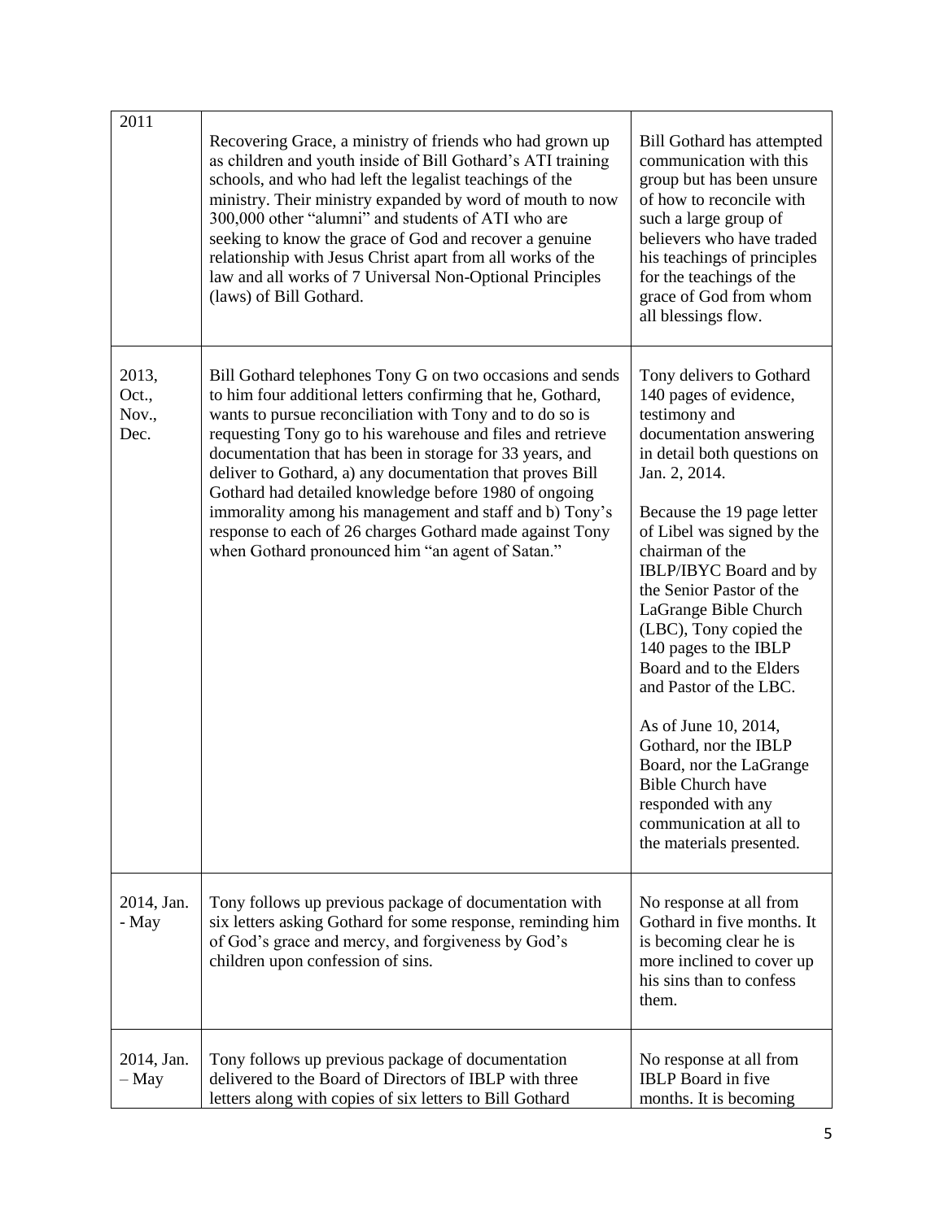| | | |
|---|---|---|
| 2011 | Recovering Grace, a ministry of friends who had grown up as children and youth inside of Bill Gothard's ATI training schools, and who had left the legalist teachings of the ministry. Their ministry expanded by word of mouth to now 300,000 other "alumni" and students of ATI who are seeking to know the grace of God and recover a genuine relationship with Jesus Christ apart from all works of the law and all works of 7 Universal Non-Optional Principles (laws) of Bill Gothard. | Bill Gothard has attempted communication with this group but has been unsure of how to reconcile with such a large group of believers who have traded his teachings of principles for the teachings of the grace of God from whom all blessings flow. |
| 2013, Oct., Nov., Dec. | Bill Gothard telephones Tony G on two occasions and sends to him four additional letters confirming that he, Gothard, wants to pursue reconciliation with Tony and to do so is requesting Tony go to his warehouse and files and retrieve documentation that has been in storage for 33 years, and deliver to Gothard, a) any documentation that proves Bill Gothard had detailed knowledge before 1980 of ongoing immorality among his management and staff and b) Tony's response to each of 26 charges Gothard made against Tony when Gothard pronounced him "an agent of Satan." | Tony delivers to Gothard 140 pages of evidence, testimony and documentation answering in detail both questions on Jan. 2, 2014.<br><br>Because the 19 page letter of Libel was signed by the chairman of the IBLP/IBYC Board and by the Senior Pastor of the LaGrange Bible Church (LBC), Tony copied the 140 pages to the IBLP Board and to the Elders and Pastor of the LBC.<br><br>As of June 10, 2014, Gothard, nor the IBLP Board, nor the LaGrange Bible Church have responded with any communication at all to the materials presented. |
| 2014, Jan. - May | Tony follows up previous package of documentation with six letters asking Gothard for some response, reminding him of God's grace and mercy, and forgiveness by God's children upon confession of sins. | No response at all from Gothard in five months. It is becoming clear he is more inclined to cover up his sins than to confess them. |
| 2014, Jan. – May | Tony follows up previous package of documentation delivered to the Board of Directors of IBLP with three letters along with copies of six letters to Bill Gothard | No response at all from IBLP Board in five months. It is becoming |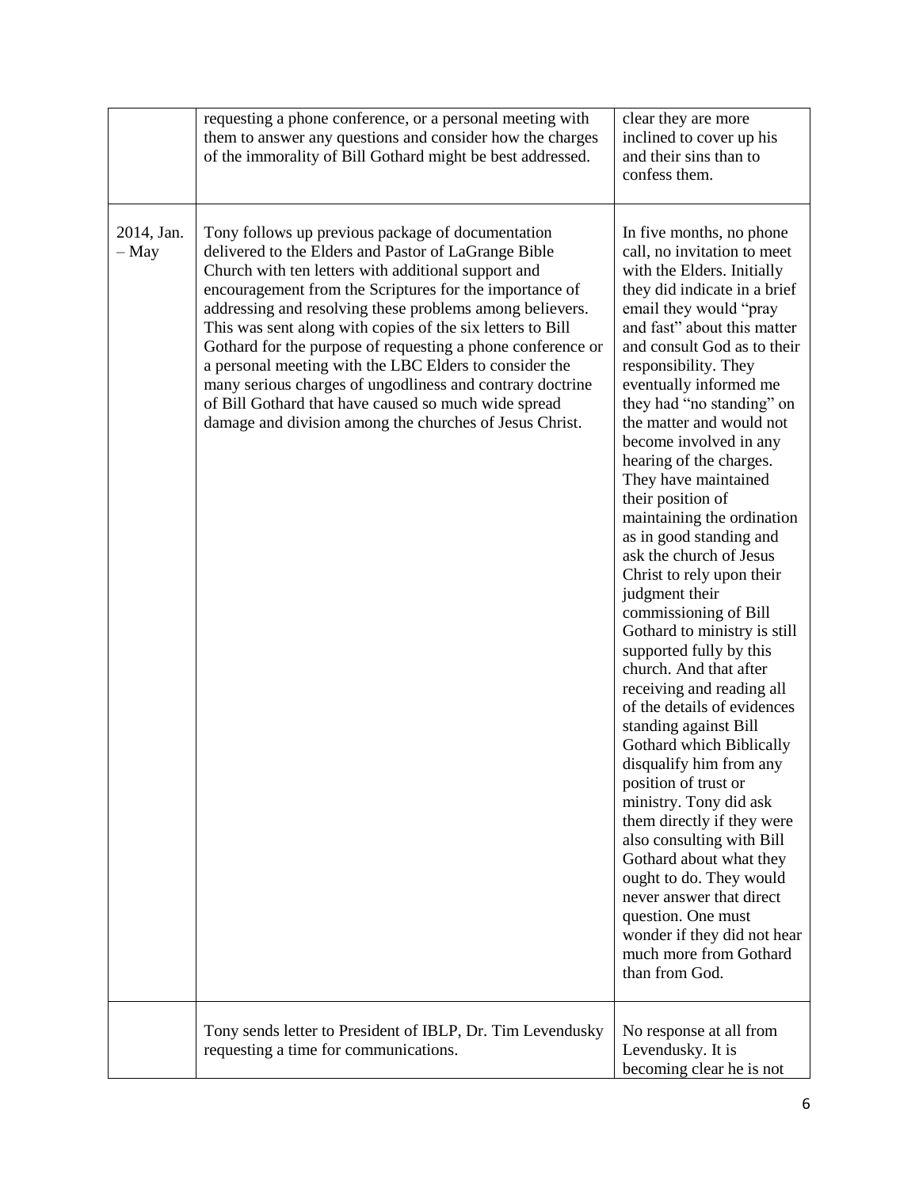| | | |
|---|---|---|
| | requesting a phone conference, or a personal meeting with them to answer any questions and consider how the charges of the immorality of Bill Gothard might be best addressed. | clear they are more inclined to cover up his and their sins than to confess them. |
| 2014, Jan. – May | Tony follows up previous package of documentation delivered to the Elders and Pastor of LaGrange Bible Church with ten letters with additional support and encouragement from the Scriptures for the importance of addressing and resolving these problems among believers. This was sent along with copies of the six letters to Bill Gothard for the purpose of requesting a phone conference or a personal meeting with the LBC Elders to consider the many serious charges of ungodliness and contrary doctrine of Bill Gothard that have caused so much wide spread damage and division among the churches of Jesus Christ. | In five months, no phone call, no invitation to meet with the Elders. Initially they did indicate in a brief email they would "pray and fast" about this matter and consult God as to their responsibility. They eventually informed me they had "no standing" on the matter and would not become involved in any hearing of the charges. They have maintained their position of maintaining the ordination as in good standing and ask the church of Jesus Christ to rely upon their judgment their commissioning of Bill Gothard to ministry is still supported fully by this church. And that after receiving and reading all of the details of evidences standing against Bill Gothard which Biblically disqualify him from any position of trust or ministry. Tony did ask them directly if they were also consulting with Bill Gothard about what they ought to do. They would never answer that direct question. One must wonder if they did not hear much more from Gothard than from God. |
| | Tony sends letter to President of IBLP, Dr. Tim Levendusky requesting a time for communications. | No response at all from Levendusky. It is becoming clear he is not |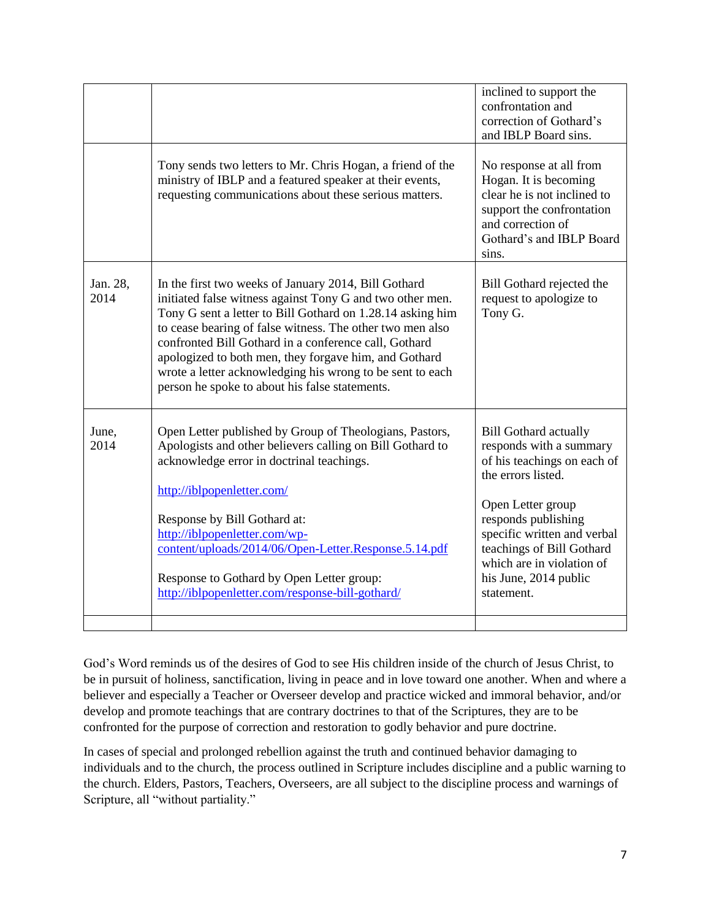| | | |
|---|---|---|
| | | inclined to support the confrontation and correction of Gothard's and IBLP Board sins. |
| | Tony sends two letters to Mr. Chris Hogan, a friend of the ministry of IBLP and a featured speaker at their events, requesting communications about these serious matters. | No response at all from Hogan. It is becoming clear he is not inclined to support the confrontation and correction of Gothard's and IBLP Board sins. |
| Jan. 28, 2014 | In the first two weeks of January 2014, Bill Gothard initiated false witness against Tony G and two other men. Tony G sent a letter to Bill Gothard on 1.28.14 asking him to cease bearing of false witness. The other two men also confronted Bill Gothard in a conference call, Gothard apologized to both men, they forgave him, and Gothard wrote a letter acknowledging his wrong to be sent to each person he spoke to about his false statements. | Bill Gothard rejected the request to apologize to Tony G. |
| June, 2014 | Open Letter published by Group of Theologians, Pastors, Apologists and other believers calling on Bill Gothard to acknowledge error in doctrinal teachings.<br><br>http://iblpopenletter.com/<br><br>Response by Bill Gothard at: http://iblpopenletter.com/wp-content/uploads/2014/06/Open-Letter.Response.5.14.pdf<br><br>Response to Gothard by Open Letter group: http://iblpopenletter.com/response-bill-gothard/ | Bill Gothard actually responds with a summary of his teachings on each of the errors listed.<br><br>Open Letter group responds publishing specific written and verbal teachings of Bill Gothard which are in violation of his June, 2014 public statement. |
| | | |

God's Word reminds us of the desires of God to see His children inside of the church of Jesus Christ, to be in pursuit of holiness, sanctification, living in peace and in love toward one another. When and where a believer and especially a Teacher or Overseer develop and practice wicked and immoral behavior, and/or develop and promote teachings that are contrary doctrines to that of the Scriptures, they are to be confronted for the purpose of correction and restoration to godly behavior and pure doctrine.

In cases of special and prolonged rebellion against the truth and continued behavior damaging to individuals and to the church, the process outlined in Scripture includes discipline and a public warning to the church. Elders, Pastors, Teachers, Overseers, are all subject to the discipline process and warnings of Scripture, all "without partiality."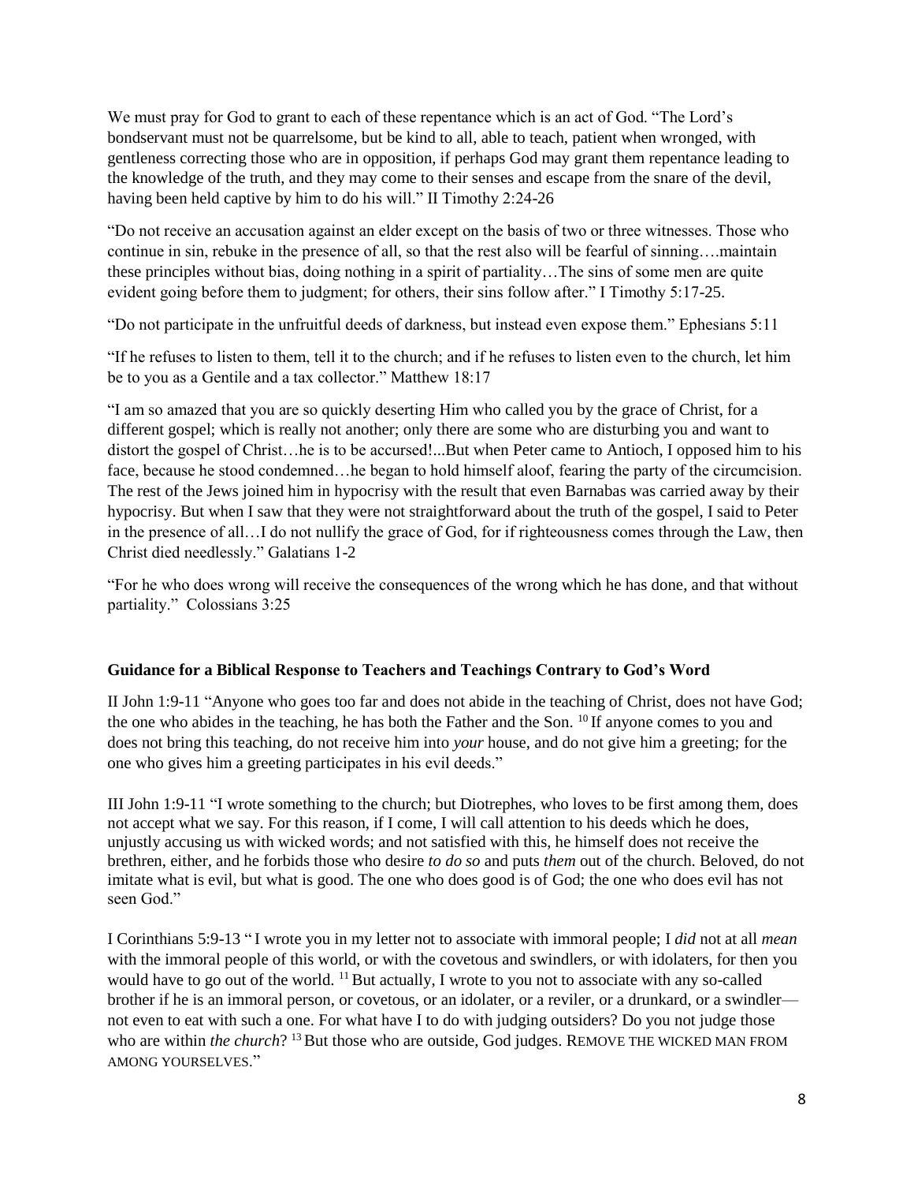We must pray for God to grant to each of these repentance which is an act of God. "The Lord's bondservant must not be quarrelsome, but be kind to all, able to teach, patient when wronged, with gentleness correcting those who are in opposition, if perhaps God may grant them repentance leading to the knowledge of the truth, and they may come to their senses and escape from the snare of the devil, having been held captive by him to do his will." II Timothy 2:24-26

"Do not receive an accusation against an elder except on the basis of two or three witnesses. Those who continue in sin, rebuke in the presence of all, so that the rest also will be fearful of sinning….maintain these principles without bias, doing nothing in a spirit of partiality…The sins of some men are quite evident going before them to judgment; for others, their sins follow after." I Timothy 5:17-25.

"Do not participate in the unfruitful deeds of darkness, but instead even expose them." Ephesians 5:11

"If he refuses to listen to them, tell it to the church; and if he refuses to listen even to the church, let him be to you as a Gentile and a tax collector." Matthew 18:17

"I am so amazed that you are so quickly deserting Him who called you by the grace of Christ, for a different gospel; which is really not another; only there are some who are disturbing you and want to distort the gospel of Christ…he is to be accursed!...But when Peter came to Antioch, I opposed him to his face, because he stood condemned…he began to hold himself aloof, fearing the party of the circumcision. The rest of the Jews joined him in hypocrisy with the result that even Barnabas was carried away by their hypocrisy. But when I saw that they were not straightforward about the truth of the gospel, I said to Peter in the presence of all…I do not nullify the grace of God, for if righteousness comes through the Law, then Christ died needlessly." Galatians 1-2

"For he who does wrong will receive the consequences of the wrong which he has done, and that without partiality." Colossians 3:25

**Guidance for a Biblical Response to Teachers and Teachings Contrary to God's Word**

II John 1:9-11 "Anyone who goes too far and does not abide in the teaching of Christ, does not have God; the one who abides in the teaching, he has both the Father and the Son. [10] If anyone comes to you and does not bring this teaching, do not receive him into *your* house, and do not give him a greeting; for the one who gives him a greeting participates in his evil deeds."

III John 1:9-11 "I wrote something to the church; but Diotrephes, who loves to be first among them, does not accept what we say. For this reason, if I come, I will call attention to his deeds which he does, unjustly accusing us with wicked words; and not satisfied with this, he himself does not receive the brethren, either, and he forbids those who desire *to do so* and puts *them* out of the church. Beloved, do not imitate what is evil, but what is good. The one who does good is of God; the one who does evil has not seen God."

I Corinthians 5:9-13 " I wrote you in my letter not to associate with immoral people; I *did* not at all *mean* with the immoral people of this world, or with the covetous and swindlers, or with idolaters, for then you would have to go out of the world. [11] But actually, I wrote to you not to associate with any so-called brother if he is an immoral person, or covetous, or an idolater, or a reviler, or a drunkard, or a swindler—not even to eat with such a one. For what have I to do with judging outsiders? Do you not judge those who are within *the church*? [13] But those who are outside, God judges. REMOVE THE WICKED MAN FROM AMONG YOURSELVES."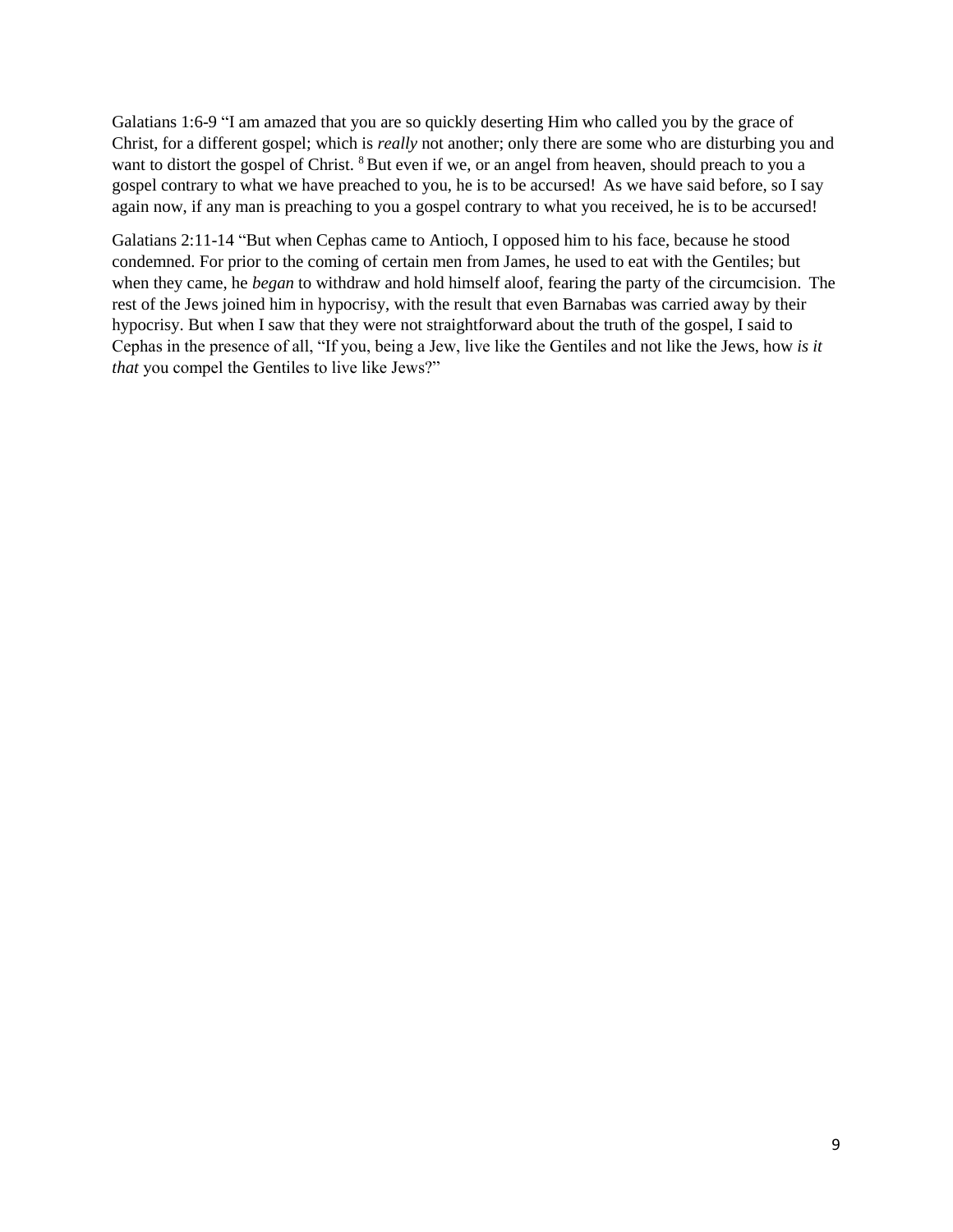Galatians 1:6-9 “I am amazed that you are so quickly deserting Him who called you by the grace of Christ, for a different gospel; which is *really* not another; only there are some who are disturbing you and want to distort the gospel of Christ. [8] But even if we, or an angel from heaven, should preach to you a gospel contrary to what we have preached to you, he is to be accursed! As we have said before, so I say again now, if any man is preaching to you a gospel contrary to what you received, he is to be accursed!

Galatians 2:11-14 “But when Cephas came to Antioch, I opposed him to his face, because he stood condemned. For prior to the coming of certain men from James, he used to eat with the Gentiles; but when they came, he *began* to withdraw and hold himself aloof, fearing the party of the circumcision. The rest of the Jews joined him in hypocrisy, with the result that even Barnabas was carried away by their hypocrisy. But when I saw that they were not straightforward about the truth of the gospel, I said to Cephas in the presence of all, “If you, being a Jew, live like the Gentiles and not like the Jews, how *is it that* you compel the Gentiles to live like Jews?”